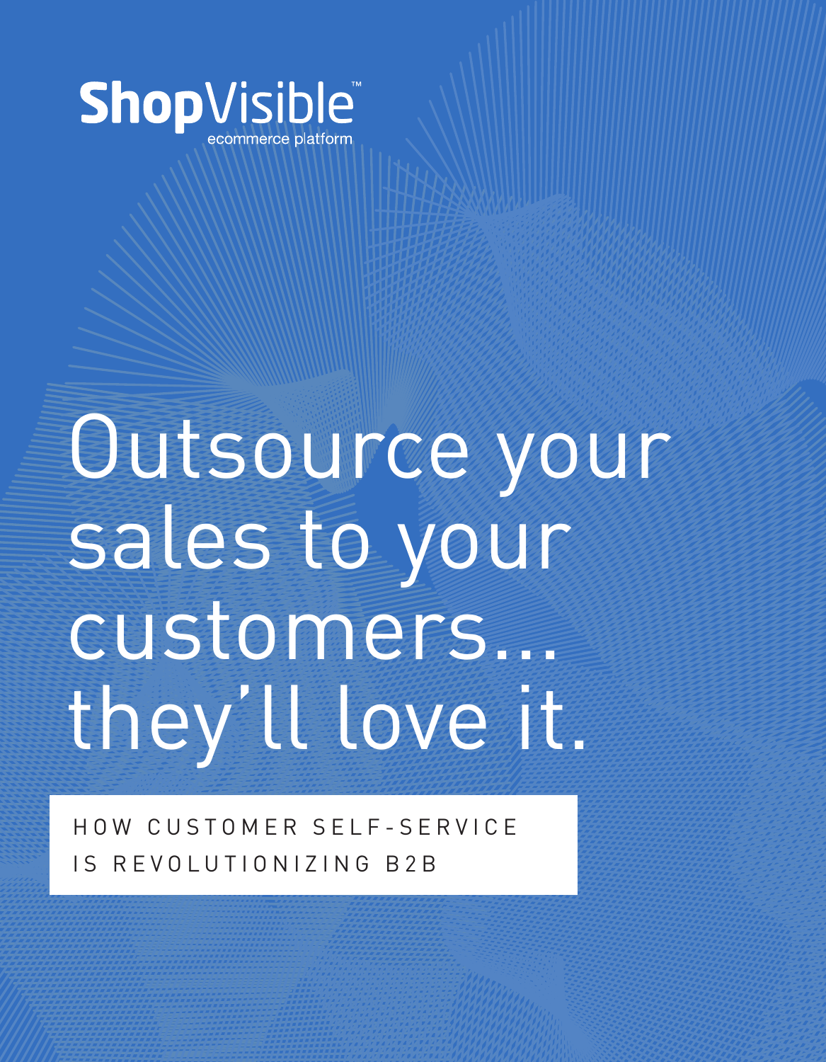ShopVisible™ ecommerce platform

# Outsource your sales to your customers... they'll love it.

HOW CUSTOMER SELF-SERVICE IS REVOLUTIONIZING B2B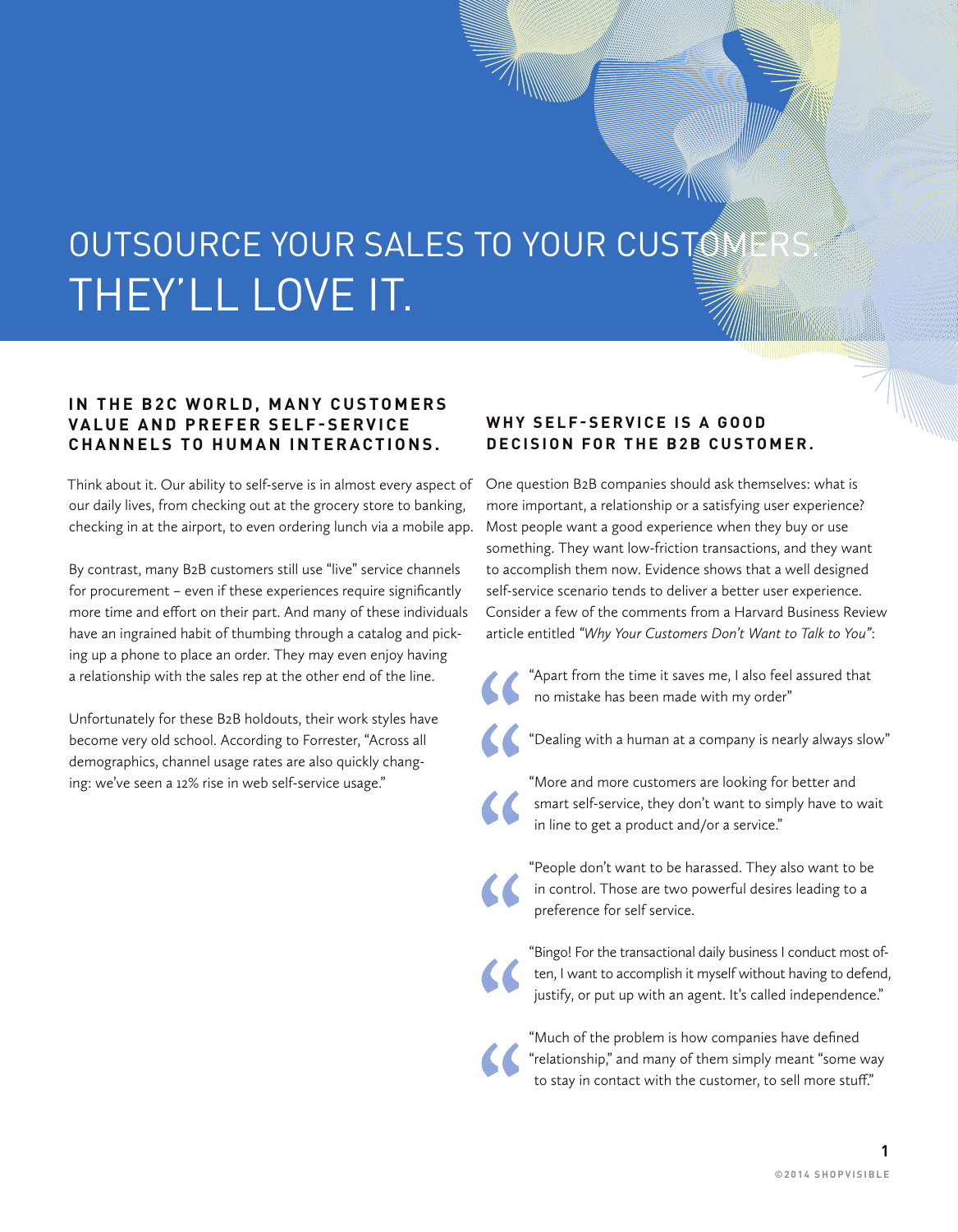# OUTSOURCE YOUR SALES TO YOUR CUSTOMERS. THEY'LL LOVE IT.

## IN THE B2C WORLD, MANY CUSTOMERS VALUE AND PREFER SELF-SERVICE CHANNELS TO HUMAN INTERACTIONS.

Think about it. Our ability to self-serve is in almost every aspect of our daily lives, from checking out at the grocery store to banking, checking in at the airport, to even ordering lunch via a mobile app.

By contrast, many B2B customers still use "live" service channels for procurement – even if these experiences require significantly more time and effort on their part. And many of these individuals have an ingrained habit of thumbing through a catalog and picking up a phone to place an order. They may even enjoy having a relationship with the sales rep at the other end of the line.

Unfortunately for these B2B holdouts, their work styles have become very old school. According to Forrester, "Across all demographics, channel usage rates are also quickly changing: we've seen a 12% rise in web self-service usage."

## WHY SELF-SERVICE IS A GOOD DECISION FOR THE B2B CUSTOMER.

One question B2B companies should ask themselves: what is more important, a relationship or a satisfying user experience? Most people want a good experience when they buy or use something. They want low-friction transactions, and they want to accomplish them now. Evidence shows that a well designed self-service scenario tends to deliver a better user experience. Consider a few of the comments from a Harvard Business Review article entitled *"Why Your Customers Don't Want to Talk to You"*:

> "Apart from the time it saves me, I also feel assured that no mistake has been made with my order"

> "Dealing with a human at a company is nearly always slow"

> "More and more customers are looking for better and smart self-service, they don't want to simply have to wait in line to get a product and/or a service."

> "People don't want to be harassed. They also want to be in control. Those are two powerful desires leading to a preference for self service.

> "Bingo! For the transactional daily business I conduct most often, I want to accomplish it myself without having to defend, justify, or put up with an agent. It's called independence."

> "Much of the problem is how companies have defined "relationship," and many of them simply meant "some way to stay in contact with the customer, to sell more stuff."

©2014 SHOPVISIBLE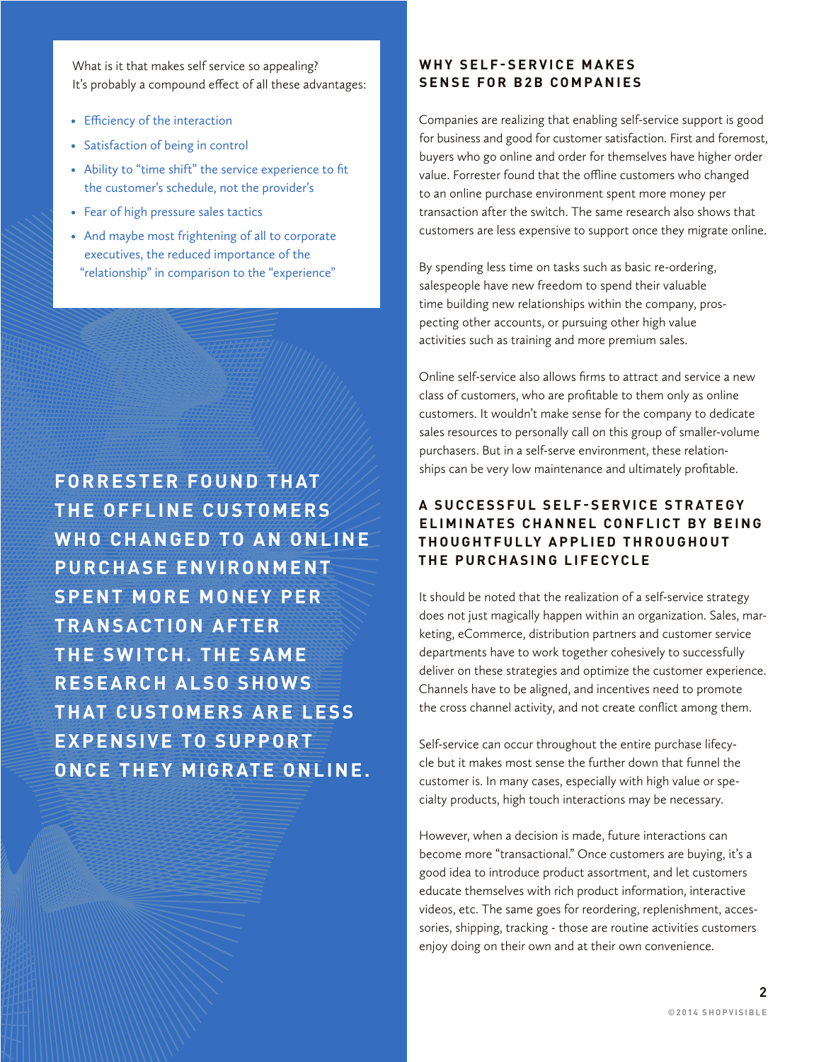What is it that makes self service so appealing? It's probably a compound effect of all these advantages:

- Efficiency of the interaction
- Satisfaction of being in control
- Ability to "time shift" the service experience to fit the customer's schedule, not the provider's
- Fear of high pressure sales tactics
- And maybe most frightening of all to corporate executives, the reduced importance of the "relationship" in comparison to the "experience"

**FORRESTER FOUND THAT THE OFFLINE CUSTOMERS WHO CHANGED TO AN ONLINE PURCHASE ENVIRONMENT SPENT MORE MONEY PER TRANSACTION AFTER THE SWITCH. THE SAME RESEARCH ALSO SHOWS THAT CUSTOMERS ARE LESS EXPENSIVE TO SUPPORT ONCE THEY MIGRATE ONLINE.**

## WHY SELF-SERVICE MAKES SENSE FOR B2B COMPANIES

Companies are realizing that enabling self-service support is good for business and good for customer satisfaction. First and foremost, buyers who go online and order for themselves have higher order value. Forrester found that the offline customers who changed to an online purchase environment spent more money per transaction after the switch. The same research also shows that customers are less expensive to support once they migrate online.

By spending less time on tasks such as basic re-ordering, salespeople have new freedom to spend their valuable time building new relationships within the company, prospecting other accounts, or pursuing other high value activities such as training and more premium sales.

Online self-service also allows firms to attract and service a new class of customers, who are profitable to them only as online customers. It wouldn't make sense for the company to dedicate sales resources to personally call on this group of smaller-volume purchasers. But in a self-serve environment, these relationships can be very low maintenance and ultimately profitable.

## A SUCCESSFUL SELF-SERVICE STRATEGY ELIMINATES CHANNEL CONFLICT BY BEING THOUGHTFULLY APPLIED THROUGHOUT THE PURCHASING LIFECYCLE

It should be noted that the realization of a self-service strategy does not just magically happen within an organization. Sales, marketing, eCommerce, distribution partners and customer service departments have to work together cohesively to successfully deliver on these strategies and optimize the customer experience. Channels have to be aligned, and incentives need to promote the cross channel activity, and not create conflict among them.

Self-service can occur throughout the entire purchase lifecycle but it makes most sense the further down that funnel the customer is. In many cases, especially with high value or specialty products, high touch interactions may be necessary.

However, when a decision is made, future interactions can become more "transactional." Once customers are buying, it's a good idea to introduce product assortment, and let customers educate themselves with rich product information, interactive videos, etc. The same goes for reordering, replenishment, accessories, shipping, tracking - those are routine activities customers enjoy doing on their own and at their own convenience.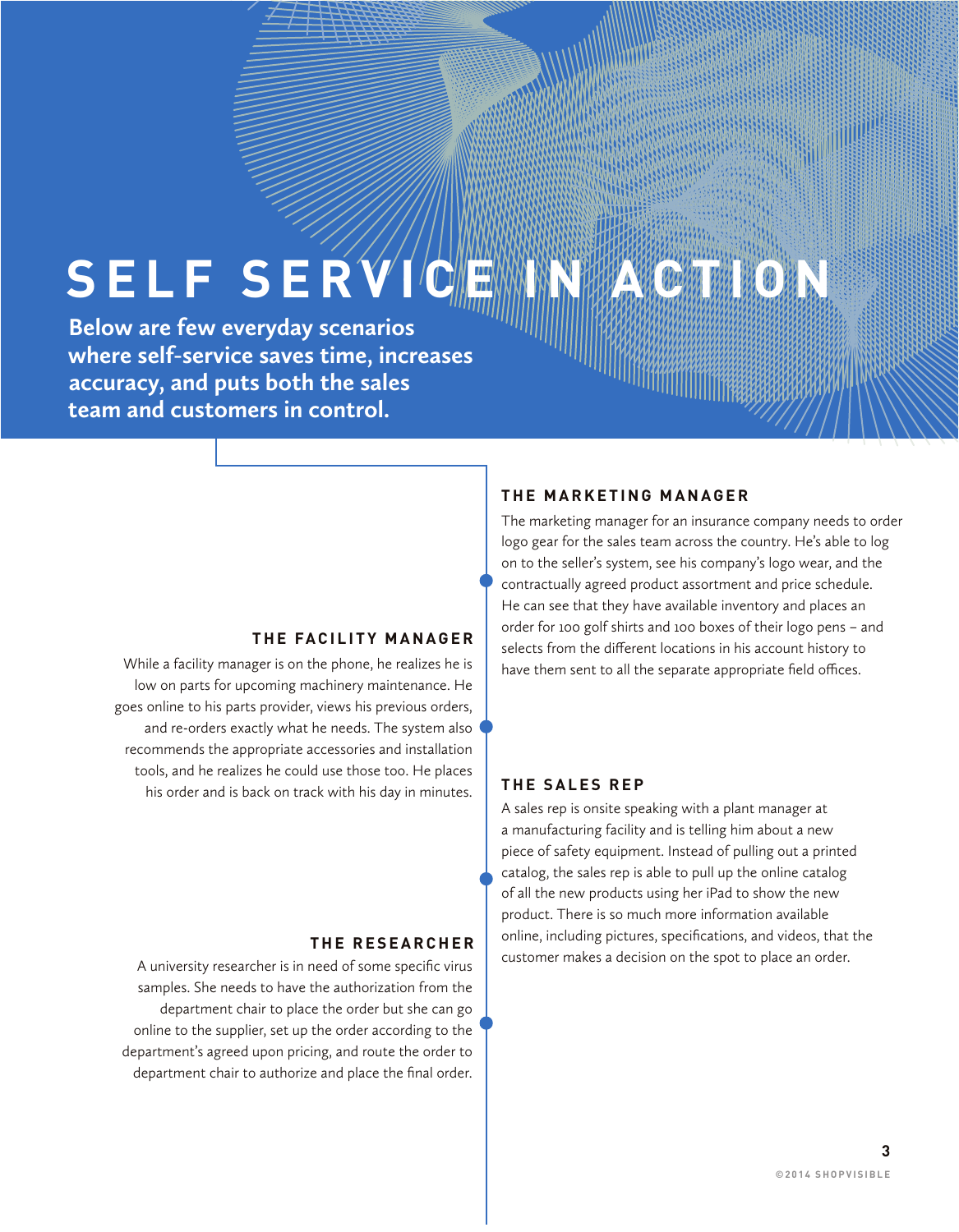# SELF SERVICE IN ACTION

**Below are few everyday scenarios where self-service saves time, increases accuracy, and puts both the sales team and customers in control.**

### THE MARKETING MANAGER

The marketing manager for an insurance company needs to order logo gear for the sales team across the country. He's able to log on to the seller's system, see his company's logo wear, and the contractually agreed product assortment and price schedule. He can see that they have available inventory and places an order for 100 golf shirts and 100 boxes of their logo pens – and selects from the different locations in his account history to have them sent to all the separate appropriate field offices.

### THE FACILITY MANAGER

While a facility manager is on the phone, he realizes he is low on parts for upcoming machinery maintenance. He goes online to his parts provider, views his previous orders, and re-orders exactly what he needs. The system also recommends the appropriate accessories and installation tools, and he realizes he could use those too. He places his order and is back on track with his day in minutes.

### THE SALES REP

A sales rep is onsite speaking with a plant manager at a manufacturing facility and is telling him about a new piece of safety equipment. Instead of pulling out a printed catalog, the sales rep is able to pull up the online catalog of all the new products using her iPad to show the new product. There is so much more information available online, including pictures, specifications, and videos, that the customer makes a decision on the spot to place an order.

### THE RESEARCHER

A university researcher is in need of some specific virus samples. She needs to have the authorization from the department chair to place the order but she can go online to the supplier, set up the order according to the department's agreed upon pricing, and route the order to department chair to authorize and place the final order.

©2014 SHOPVISIBLE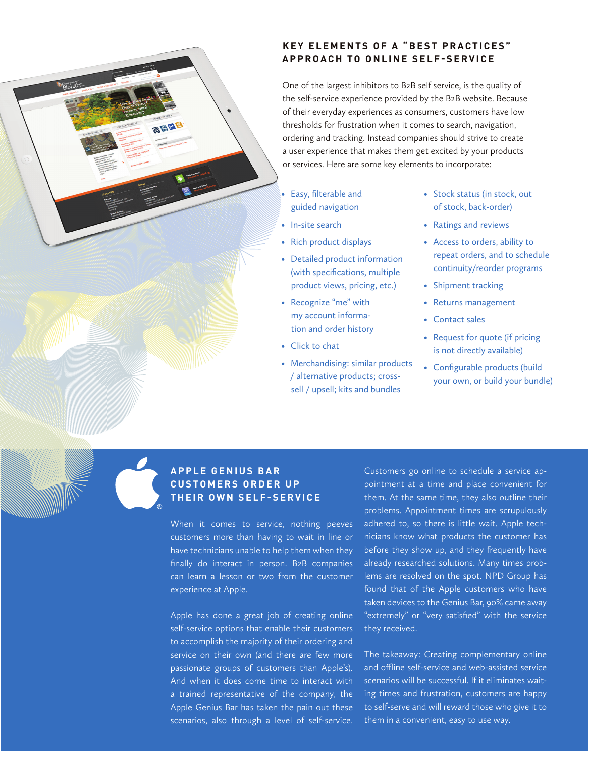## KEY ELEMENTS OF A "BEST PRACTICES" APPROACH TO ONLINE SELF-SERVICE

One of the largest inhibitors to B2B self service, is the quality of the self-service experience provided by the B2B website. Because of their everyday experiences as consumers, customers have low thresholds for frustration when it comes to search, navigation, ordering and tracking. Instead companies should strive to create a user experience that makes them get excited by your products or services. Here are some key elements to incorporate:

- Easy, filterable and guided navigation
- In-site search
- Rich product displays
- Detailed product information (with specifications, multiple product views, pricing, etc.)
- Recognize "me" with my account information and order history
- Click to chat
- Merchandising: similar products / alternative products; cross-sell / upsell; kits and bundles
- Stock status (in stock, out of stock, back-order)
- Ratings and reviews
- Access to orders, ability to repeat orders, and to schedule continuity/reorder programs
- Shipment tracking
- Returns management
- Contact sales
- Request for quote (if pricing is not directly available)
- Configurable products (build your own, or build your bundle)

## APPLE GENIUS BAR CUSTOMERS ORDER UP THEIR OWN SELF-SERVICE

When it comes to service, nothing peeves customers more than having to wait in line or have technicians unable to help them when they finally do interact in person. B2B companies can learn a lesson or two from the customer experience at Apple.

Apple has done a great job of creating online self-service options that enable their customers to accomplish the majority of their ordering and service on their own (and there are few more passionate groups of customers than Apple's). And when it does come time to interact with a trained representative of the company, the Apple Genius Bar has taken the pain out these scenarios, also through a level of self-service. Customers go online to schedule a service appointment at a time and place convenient for them. At the same time, they also outline their problems. Appointment times are scrupulously adhered to, so there is little wait. Apple technicians know what products the customer has before they show up, and they frequently have already researched solutions. Many times problems are resolved on the spot. NPD Group has found that of the Apple customers who have taken devices to the Genius Bar, 90% came away "extremely" or "very satisfied" with the service they received.

The takeaway: Creating complementary online and offline self-service and web-assisted service scenarios will be successful. If it eliminates waiting times and frustration, customers are happy to self-serve and will reward those who give it to them in a convenient, easy to use way.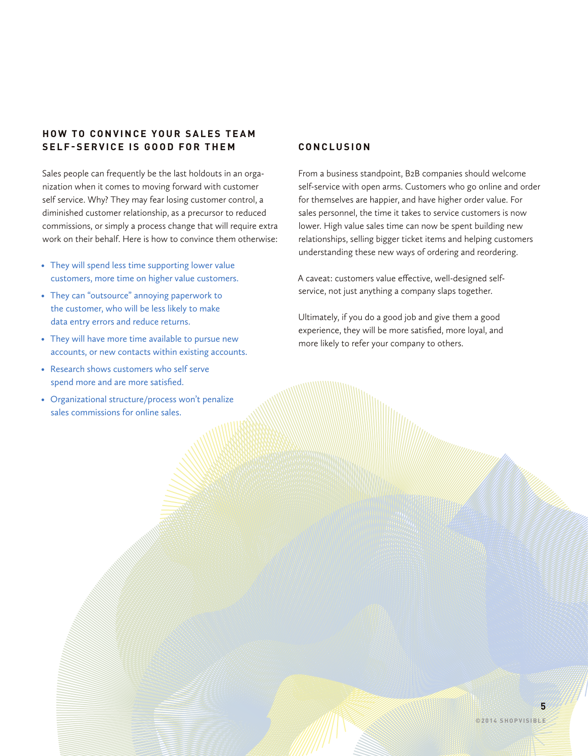## HOW TO CONVINCE YOUR SALES TEAM SELF-SERVICE IS GOOD FOR THEM

Sales people can frequently be the last holdouts in an organization when it comes to moving forward with customer self service. Why? They may fear losing customer control, a diminished customer relationship, as a precursor to reduced commissions, or simply a process change that will require extra work on their behalf. Here is how to convince them otherwise:

- They will spend less time supporting lower value customers, more time on higher value customers.
- They can "outsource" annoying paperwork to the customer, who will be less likely to make data entry errors and reduce returns.
- They will have more time available to pursue new accounts, or new contacts within existing accounts.
- Research shows customers who self serve spend more and are more satisfied.
- Organizational structure/process won't penalize sales commissions for online sales.

## CONCLUSION

From a business standpoint, B2B companies should welcome self-service with open arms. Customers who go online and order for themselves are happier, and have higher order value. For sales personnel, the time it takes to service customers is now lower. High value sales time can now be spent building new relationships, selling bigger ticket items and helping customers understanding these new ways of ordering and reordering.

A caveat: customers value effective, well-designed self-service, not just anything a company slaps together.

Ultimately, if you do a good job and give them a good experience, they will be more satisfied, more loyal, and more likely to refer your company to others.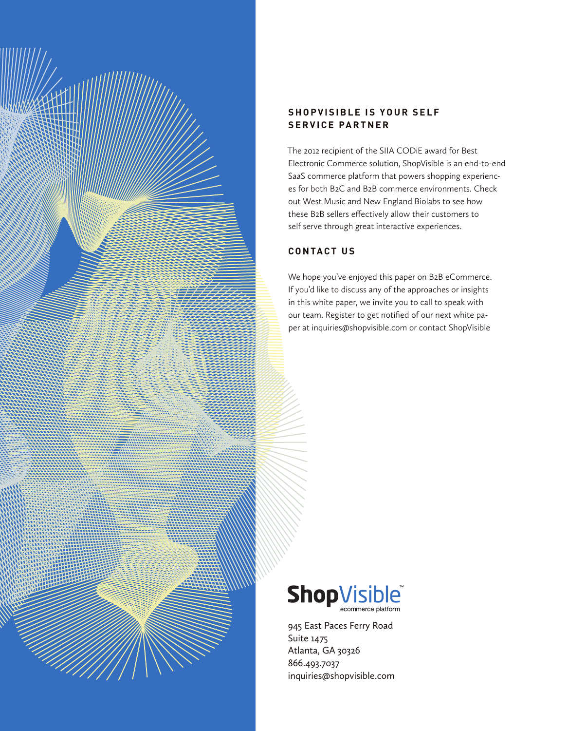## SHOPVISIBLE IS YOUR SELF SERVICE PARTNER

The 2012 recipient of the SIIA CODiE award for Best Electronic Commerce solution, ShopVisible is an end-to-end SaaS commerce platform that powers shopping experiences for both B2C and B2B commerce environments. Check out West Music and New England Biolabs to see how these B2B sellers effectively allow their customers to self serve through great interactive experiences.

## CONTACT US

We hope you've enjoyed this paper on B2B eCommerce. If you'd like to discuss any of the approaches or insights in this white paper, we invite you to call to speak with our team. Register to get notified of our next white paper at inquiries@shopvisible.com or contact ShopVisible

**ShopVisible™**
ecommerce platform

945 East Paces Ferry Road
Suite 1475
Atlanta, GA 30326
866.493.7037
inquiries@shopvisible.com